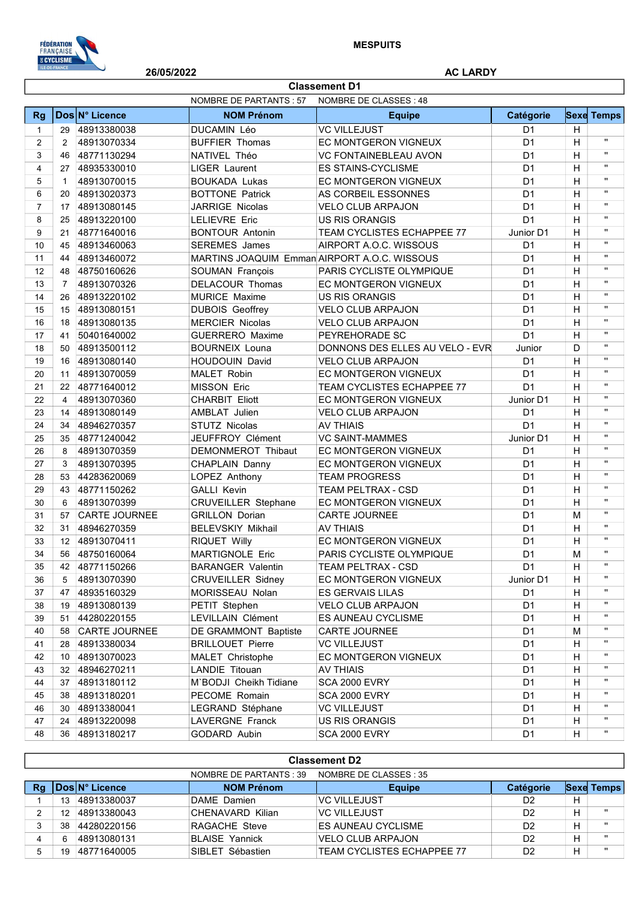MESPUITS

26/05/2022

AC LARDY

## Classement D1

NOMBRE DE PARTANTS : 57 NOMBRE DE CLASSES : 48

| Rg | Dos | N° Licence | NOM Prénom | Equipe | Catégorie | Sexe | Temps |
|---|---|---|---|---|---|---|---|
| 1 | 29 | 48913380038 | DUCAMIN Léo | VC VILLEJUST | D1 | H | |
| 2 | 2 | 48913070334 | BUFFIER Thomas | EC MONTGERON VIGNEUX | D1 | H | " |
| 3 | 46 | 48771130294 | NATIVEL Théo | VC FONTAINEBLEAU AVON | D1 | H | " |
| 4 | 27 | 48935330010 | LIGER Laurent | ES STAINS-CYCLISME | D1 | H | " |
| 5 | 1 | 48913070015 | BOUKADA Lukas | EC MONTGERON VIGNEUX | D1 | H | " |
| 6 | 20 | 48913020373 | BOTTONE Patrick | AS CORBEIL ESSONNES | D1 | H | " |
| 7 | 17 | 48913080145 | JARRIGE Nicolas | VELO CLUB ARPAJON | D1 | H | " |
| 8 | 25 | 48913220100 | LELIEVRE Eric | US RIS ORANGIS | D1 | H | " |
| 9 | 21 | 48771640016 | BONTOUR Antonin | TEAM CYCLISTES ECHAPPEE 77 | Junior D1 | H | " |
| 10 | 45 | 48913460063 | SEREMES James | AIRPORT A.O.C. WISSOUS | D1 | H | " |
| 11 | 44 | 48913460072 | MARTINS JOAQUIM Emman | AIRPORT A.O.C. WISSOUS | D1 | H | " |
| 12 | 48 | 48750160626 | SOUMAN François | PARIS CYCLISTE OLYMPIQUE | D1 | H | " |
| 13 | 7 | 48913070326 | DELACOUR Thomas | EC MONTGERON VIGNEUX | D1 | H | " |
| 14 | 26 | 48913220102 | MURICE Maxime | US RIS ORANGIS | D1 | H | " |
| 15 | 15 | 48913080151 | DUBOIS Geoffrey | VELO CLUB ARPAJON | D1 | H | " |
| 16 | 18 | 48913080135 | MERCIER Nicolas | VELO CLUB ARPAJON | D1 | H | " |
| 17 | 41 | 50401640002 | GUERRERO Maxime | PEYREHORADE SC | D1 | H | " |
| 18 | 50 | 48913500112 | BOURNEIX Louna | DONNONS DES ELLES AU VELO - EVR | Junior | D | " |
| 19 | 16 | 48913080140 | HOUDOUIN David | VELO CLUB ARPAJON | D1 | H | " |
| 20 | 11 | 48913070059 | MALET Robin | EC MONTGERON VIGNEUX | D1 | H | " |
| 21 | 22 | 48771640012 | MISSON Eric | TEAM CYCLISTES ECHAPPEE 77 | D1 | H | " |
| 22 | 4 | 48913070360 | CHARBIT Eliott | EC MONTGERON VIGNEUX | Junior D1 | H | " |
| 23 | 14 | 48913080149 | AMBLAT Julien | VELO CLUB ARPAJON | D1 | H | " |
| 24 | 34 | 48946270357 | STUTZ Nicolas | AV THIAIS | D1 | H | " |
| 25 | 35 | 48771240042 | JEUFFROY Clément | VC SAINT-MAMMES | Junior D1 | H | " |
| 26 | 8 | 48913070359 | DEMONMEROT Thibault | EC MONTGERON VIGNEUX | D1 | H | " |
| 27 | 3 | 48913070395 | CHAPLAIN Danny | EC MONTGERON VIGNEUX | D1 | H | " |
| 28 | 53 | 44283620069 | LOPEZ Anthony | TEAM PROGRESS | D1 | H | " |
| 29 | 43 | 48771150262 | GALLI Kevin | TEAM PELTRAX - CSD | D1 | H | " |
| 30 | 6 | 48913070399 | CRUVEILLER Stephane | EC MONTGERON VIGNEUX | D1 | H | " |
| 31 | 57 | CARTE JOURNEE | GRILLON Dorian | CARTE JOURNEE | D1 | M | " |
| 32 | 31 | 48946270359 | BELEVSKIY Mikhail | AV THIAIS | D1 | H | " |
| 33 | 12 | 48913070411 | RIQUET Willy | EC MONTGERON VIGNEUX | D1 | H | " |
| 34 | 56 | 48750160064 | MARTIGNOLE Eric | PARIS CYCLISTE OLYMPIQUE | D1 | M | " |
| 35 | 42 | 48771150266 | BARANGER Valentin | TEAM PELTRAX - CSD | D1 | H | " |
| 36 | 5 | 48913070390 | CRUVEILLER Sidney | EC MONTGERON VIGNEUX | Junior D1 | H | " |
| 37 | 47 | 48935160329 | MORISSEAU Nolan | ES GERVAIS LILAS | D1 | H | " |
| 38 | 19 | 48913080139 | PETIT Stephen | VELO CLUB ARPAJON | D1 | H | " |
| 39 | 51 | 44280220155 | LEVILLAIN Clément | ES AUNEAU CYCLISME | D1 | H | " |
| 40 | 58 | CARTE JOURNEE | DE GRAMMONT Baptiste | CARTE JOURNEE | D1 | M | " |
| 41 | 28 | 48913380034 | BRILLOUET Pierre | VC VILLEJUST | D1 | H | " |
| 42 | 10 | 48913070023 | MALET Christophe | EC MONTGERON VIGNEUX | D1 | H | " |
| 43 | 32 | 48946270211 | LANDIE Titouan | AV THIAIS | D1 | H | " |
| 44 | 37 | 48913180112 | M`BODJI Cheikh Tidiane | SCA 2000 EVRY | D1 | H | " |
| 45 | 38 | 48913180201 | PECOME Romain | SCA 2000 EVRY | D1 | H | " |
| 46 | 30 | 48913380041 | LEGRAND Stéphane | VC VILLEJUST | D1 | H | " |
| 47 | 24 | 48913220098 | LAVERGNE Franck | US RIS ORANGIS | D1 | H | " |
| 48 | 36 | 48913180217 | GODARD Aubin | SCA 2000 EVRY | D1 | H | " |

## Classement D2

NOMBRE DE PARTANTS : 39 NOMBRE DE CLASSES : 35

| Rg | Dos | N° Licence | NOM Prénom | Equipe | Catégorie | Sexe | Temps |
|---|---|---|---|---|---|---|---|
| 1 | 13 | 48913380037 | DAME Damien | VC VILLEJUST | D2 | H | |
| 2 | 12 | 48913380043 | CHENAVARD Kilian | VC VILLEJUST | D2 | H | " |
| 3 | 38 | 44280220156 | RAGACHE Steve | ES AUNEAU CYCLISME | D2 | H | " |
| 4 | 6 | 48913080131 | BLAISE Yannick | VELO CLUB ARPAJON | D2 | H | " |
| 5 | 19 | 48771640005 | SIBLET Sébastien | TEAM CYCLISTES ECHAPPEE 77 | D2 | H | " |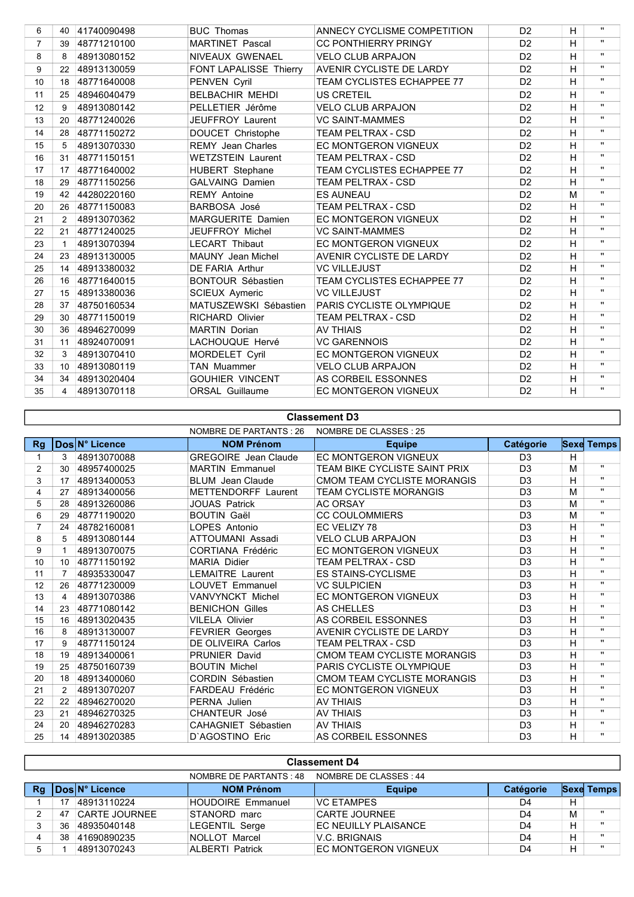| Rg | Dos | N° Licence | NOM Prénom | Equipe | Catégorie | Sexe | Temps |
|---|---|---|---|---|---|---|---|
| 6 | 40 | 41740090498 | BUC Thomas | ANNECY CYCLISME COMPETITION | D2 | H | " |
| 7 | 39 | 48771210100 | MARTINET Pascal | CC PONTHIERRY PRINGY | D2 | H | " |
| 8 | 8 | 48913080152 | NIVEAUX GWENAEL | VELO CLUB ARPAJON | D2 | H | " |
| 9 | 22 | 48913130059 | FONT LAPALISSE Thierry | AVENIR CYCLISTE DE LARDY | D2 | H | " |
| 10 | 18 | 48771640008 | PENVEN Cyril | TEAM CYCLISTES ECHAPPEE 77 | D2 | H | " |
| 11 | 25 | 48946040479 | BELBACHIR MEHDI | US CRETEIL | D2 | H | " |
| 12 | 9 | 48913080142 | PELLETIER Jérôme | VELO CLUB ARPAJON | D2 | H | " |
| 13 | 20 | 48771240026 | JEUFFROY Laurent | VC SAINT-MAMMES | D2 | H | " |
| 14 | 28 | 48771150272 | DOUCET Christophe | TEAM PELTRAX - CSD | D2 | H | " |
| 15 | 5 | 48913070330 | REMY Jean Charles | EC MONTGERON VIGNEUX | D2 | H | " |
| 16 | 31 | 48771150151 | WETZSTEIN Laurent | TEAM PELTRAX - CSD | D2 | H | " |
| 17 | 17 | 48771640002 | HUBERT Stephane | TEAM CYCLISTES ECHAPPEE 77 | D2 | H | " |
| 18 | 29 | 48771150256 | GALVAING Damien | TEAM PELTRAX - CSD | D2 | H | " |
| 19 | 42 | 44280220160 | REMY Antoine | ES AUNEAU | D2 | M | " |
| 20 | 26 | 48771150083 | BARBOSA José | TEAM PELTRAX - CSD | D2 | H | " |
| 21 | 2 | 48913070362 | MARGUERITE Damien | EC MONTGERON VIGNEUX | D2 | H | " |
| 22 | 21 | 48771240025 | JEUFFROY Michel | VC SAINT-MAMMES | D2 | H | " |
| 23 | 1 | 48913070394 | LECART Thibaut | EC MONTGERON VIGNEUX | D2 | H | " |
| 24 | 23 | 48913130005 | MAUNY Jean Michel | AVENIR CYCLISTE DE LARDY | D2 | H | " |
| 25 | 14 | 48913380032 | DE FARIA Arthur | VC VILLEJUST | D2 | H | " |
| 26 | 16 | 48771640015 | BONTOUR Sébastien | TEAM CYCLISTES ECHAPPEE 77 | D2 | H | " |
| 27 | 15 | 48913380036 | SCIEUX Aymeric | VC VILLEJUST | D2 | H | " |
| 28 | 37 | 48750160534 | MATUSZEWSKI Sébastien | PARIS CYCLISTE OLYMPIQUE | D2 | H | " |
| 29 | 30 | 48771150019 | RICHARD Olivier | TEAM PELTRAX - CSD | D2 | H | " |
| 30 | 36 | 48946270099 | MARTIN Dorian | AV THIAIS | D2 | H | " |
| 31 | 11 | 48924070091 | LACHOUQUE Hervé | VC GARENNOIS | D2 | H | " |
| 32 | 3 | 48913070410 | MORDELET Cyril | EC MONTGERON VIGNEUX | D2 | H | " |
| 33 | 10 | 48913080119 | TAN Muammer | VELO CLUB ARPAJON | D2 | H | " |
| 34 | 34 | 48913020404 | GOUHIER VINCENT | AS CORBEIL ESSONNES | D2 | H | " |
| 35 | 4 | 48913070118 | ORSAL Guillaume | EC MONTGERON VIGNEUX | D2 | H | " |

## Classement D3

NOMBRE DE PARTANTS : 26 NOMBRE DE CLASSES : 25

| Rg | Dos | N° Licence | NOM Prénom | Equipe | Catégorie | Sexe | Temps |
|---|---|---|---|---|---|---|---|
| 1 | 3 | 48913070088 | GREGOIRE Jean Claude | EC MONTGERON VIGNEUX | D3 | H | |
| 2 | 30 | 48957400025 | MARTIN Emmanuel | TEAM BIKE CYCLISTE SAINT PRIX | D3 | M | " |
| 3 | 17 | 48913400053 | BLUM Jean Claude | CMOM TEAM CYCLISTE MORANGIS | D3 | H | " |
| 4 | 27 | 48913400056 | METTENDORFF Laurent | TEAM CYCLISTE MORANGIS | D3 | M | " |
| 5 | 28 | 48913260086 | JOUAS Patrick | AC ORSAY | D3 | M | " |
| 6 | 29 | 48771190020 | BOUTIN Gaël | CC COULOMMIERS | D3 | M | " |
| 7 | 24 | 48782160081 | LOPES Antonio | EC VELIZY 78 | D3 | H | " |
| 8 | 5 | 48913080144 | ATTOUMANI Assadi | VELO CLUB ARPAJON | D3 | H | " |
| 9 | 1 | 48913070075 | CORTIANA Frédéric | EC MONTGERON VIGNEUX | D3 | H | " |
| 10 | 10 | 48771150192 | MARIA Didier | TEAM PELTRAX - CSD | D3 | H | " |
| 11 | 7 | 48935330047 | LEMAITRE Laurent | ES STAINS-CYCLISME | D3 | H | " |
| 12 | 26 | 48771230009 | LOUVET Emmanuel | VC SULPICIEN | D3 | H | " |
| 13 | 4 | 48913070386 | VANVYNCKT Michel | EC MONTGERON VIGNEUX | D3 | H | " |
| 14 | 23 | 48771080142 | BENICHON Gilles | AS CHELLES | D3 | H | " |
| 15 | 16 | 48913020435 | VILELA Olivier | AS CORBEIL ESSONNES | D3 | H | " |
| 16 | 8 | 48913130007 | FEVRIER Georges | AVENIR CYCLISTE DE LARDY | D3 | H | " |
| 17 | 9 | 48771150124 | DE OLIVEIRA Carlos | TEAM PELTRAX - CSD | D3 | H | " |
| 18 | 19 | 48913400061 | PRUNIER David | CMOM TEAM CYCLISTE MORANGIS | D3 | H | " |
| 19 | 25 | 48750160739 | BOUTIN Michel | PARIS CYCLISTE OLYMPIQUE | D3 | H | " |
| 20 | 18 | 48913400060 | CORDIN Sébastien | CMOM TEAM CYCLISTE MORANGIS | D3 | H | " |
| 21 | 2 | 48913070207 | FARDEAU Frédéric | EC MONTGERON VIGNEUX | D3 | H | " |
| 22 | 22 | 48946270020 | PERNA Julien | AV THIAIS | D3 | H | " |
| 23 | 21 | 48946270325 | CHANTEUR José | AV THIAIS | D3 | H | " |
| 24 | 20 | 48946270283 | CAHAGNIET Sébastien | AV THIAIS | D3 | H | " |
| 25 | 14 | 48913020385 | D`AGOSTINO Eric | AS CORBEIL ESSONNES | D3 | H | " |

## Classement D4

NOMBRE DE PARTANTS : 48 NOMBRE DE CLASSES : 44

| Rg | Dos | N° Licence | NOM Prénom | Equipe | Catégorie | Sexe | Temps |
|---|---|---|---|---|---|---|---|
| 1 | 17 | 48913110224 | HOUDOIRE Emmanuel | VC ETAMPES | D4 | H | |
| 2 | 47 | CARTE JOURNEE | STANORD marc | CARTE JOURNEE | D4 | M | " |
| 3 | 36 | 48935040148 | LEGENTIL Serge | EC NEUILLY PLAISANCE | D4 | H | " |
| 4 | 38 | 41690890235 | NOLLOT Marcel | V.C. BRIGNAIS | D4 | H | " |
| 5 | 1 | 48913070243 | ALBERTI Patrick | EC MONTGERON VIGNEUX | D4 | H | " |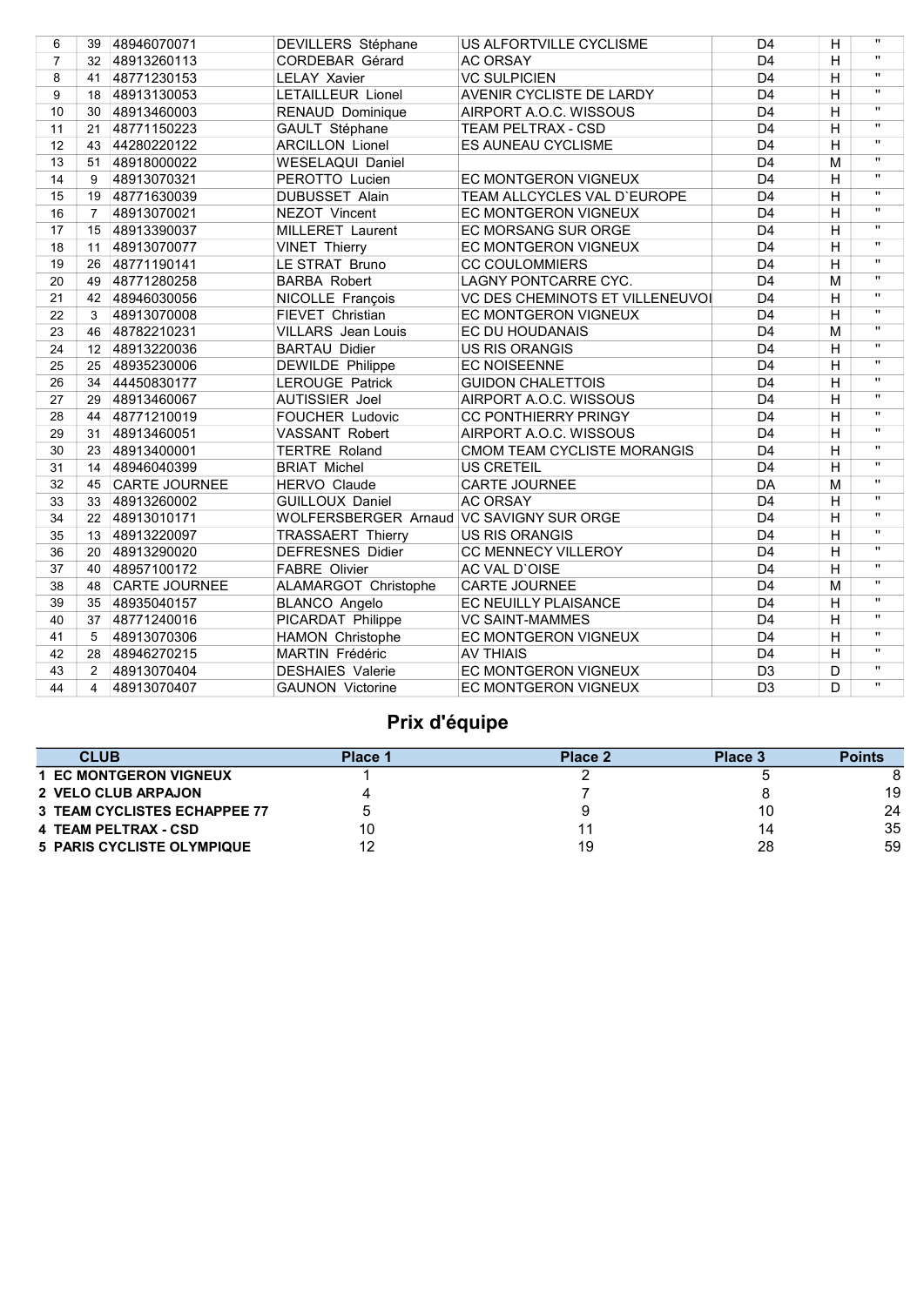| | | | | | | | |
|---|---|---|---|---|---|---|---|
| 6 | 39 | 48946070071 | DEVILLERS Stéphane | US ALFORTVILLE CYCLISME | D4 | H | " |
| 7 | 32 | 48913260113 | CORDEBAR Gérard | AC ORSAY | D4 | H | " |
| 8 | 41 | 48771230153 | LELAY Xavier | VC SULPICIEN | D4 | H | " |
| 9 | 18 | 48913130053 | LETAILLEUR Lionel | AVENIR CYCLISTE DE LARDY | D4 | H | " |
| 10 | 30 | 48913460003 | RENAUD Dominique | AIRPORT A.O.C. WISSOUS | D4 | H | " |
| 11 | 21 | 48771150223 | GAULT Stéphane | TEAM PELTRAX - CSD | D4 | H | " |
| 12 | 43 | 44280220122 | ARCILLON Lionel | ES AUNEAU CYCLISME | D4 | H | " |
| 13 | 51 | 48918000022 | WESELAQUI Daniel | | D4 | M | " |
| 14 | 9 | 48913070321 | PEROTTO Lucien | EC MONTGERON VIGNEUX | D4 | H | " |
| 15 | 19 | 48771630039 | DUBUSSET Alain | TEAM ALLCYCLES VAL D`EUROPE | D4 | H | " |
| 16 | 7 | 48913070021 | NEZOT Vincent | EC MONTGERON VIGNEUX | D4 | H | " |
| 17 | 15 | 48913390037 | MILLERET Laurent | EC MORSANG SUR ORGE | D4 | H | " |
| 18 | 11 | 48913070077 | VINET Thierry | EC MONTGERON VIGNEUX | D4 | H | " |
| 19 | 26 | 48771190141 | LE STRAT Bruno | CC COULOMMIERS | D4 | H | " |
| 20 | 49 | 48771280258 | BARBA Robert | LAGNY PONTCARRE CYC. | D4 | M | " |
| 21 | 42 | 48946030056 | NICOLLE François | VC DES CHEMINOTS ET VILLENEUVOI | D4 | H | " |
| 22 | 3 | 48913070008 | FIEVET Christian | EC MONTGERON VIGNEUX | D4 | H | " |
| 23 | 46 | 48782210231 | VILLARS Jean Louis | EC DU HOUDANAIS | D4 | M | " |
| 24 | 12 | 48913220036 | BARTAU Didier | US RIS ORANGIS | D4 | H | " |
| 25 | 25 | 48935230006 | DEWILDE Philippe | EC NOISEENNE | D4 | H | " |
| 26 | 34 | 44450830177 | LEROUGE Patrick | GUIDON CHALETTOIS | D4 | H | " |
| 27 | 29 | 48913460067 | AUTISSIER Joel | AIRPORT A.O.C. WISSOUS | D4 | H | " |
| 28 | 44 | 48771210019 | FOUCHER Ludovic | CC PONTHIERRY PRINGY | D4 | H | " |
| 29 | 31 | 48913460051 | VASSANT Robert | AIRPORT A.O.C. WISSOUS | D4 | H | " |
| 30 | 23 | 48913400001 | TERTRE Roland | CMOM TEAM CYCLISTE MORANGIS | D4 | H | " |
| 31 | 14 | 48946040399 | BRIAT Michel | US CRETEIL | D4 | H | " |
| 32 | 45 | CARTE JOURNEE | HERVO Claude | CARTE JOURNEE | DA | M | " |
| 33 | 33 | 48913260002 | GUILLOUX Daniel | AC ORSAY | D4 | H | " |
| 34 | 22 | 48913010171 | WOLFERSBERGER Arnaud | VC SAVIGNY SUR ORGE | D4 | H | " |
| 35 | 13 | 48913220097 | TRASSAERT Thierry | US RIS ORANGIS | D4 | H | " |
| 36 | 20 | 48913290020 | DEFRESNES Didier | CC MENNECY VILLEROY | D4 | H | " |
| 37 | 40 | 48957100172 | FABRE Olivier | AC VAL D`OISE | D4 | H | " |
| 38 | 48 | CARTE JOURNEE | ALAMARGOT Christophe | CARTE JOURNEE | D4 | M | " |
| 39 | 35 | 48935040157 | BLANCO Angelo | EC NEUILLY PLAISANCE | D4 | H | " |
| 40 | 37 | 48771240016 | PICARDAT Philippe | VC SAINT-MAMMES | D4 | H | " |
| 41 | 5 | 48913070306 | HAMON Christophe | EC MONTGERON VIGNEUX | D4 | H | " |
| 42 | 28 | 48946270215 | MARTIN Frédéric | AV THIAIS | D4 | H | " |
| 43 | 2 | 48913070404 | DESHAIES Valerie | EC MONTGERON VIGNEUX | D3 | D | " |
| 44 | 4 | 48913070407 | GAUNON Victorine | EC MONTGERON VIGNEUX | D3 | D | " |

## Prix d'équipe

| CLUB | Place 1 | Place 2 | Place 3 | Points |
|---|---|---|---|---|
| **1 EC MONTGERON VIGNEUX** | 1 | 2 | 5 | 8 |
| **2 VELO CLUB ARPAJON** | 4 | 7 | 8 | 19 |
| **3 TEAM CYCLISTES ECHAPPEE 77** | 5 | 9 | 10 | 24 |
| **4 TEAM PELTRAX - CSD** | 10 | 11 | 14 | 35 |
| **5 PARIS CYCLISTE OLYMPIQUE** | 12 | 19 | 28 | 59 |